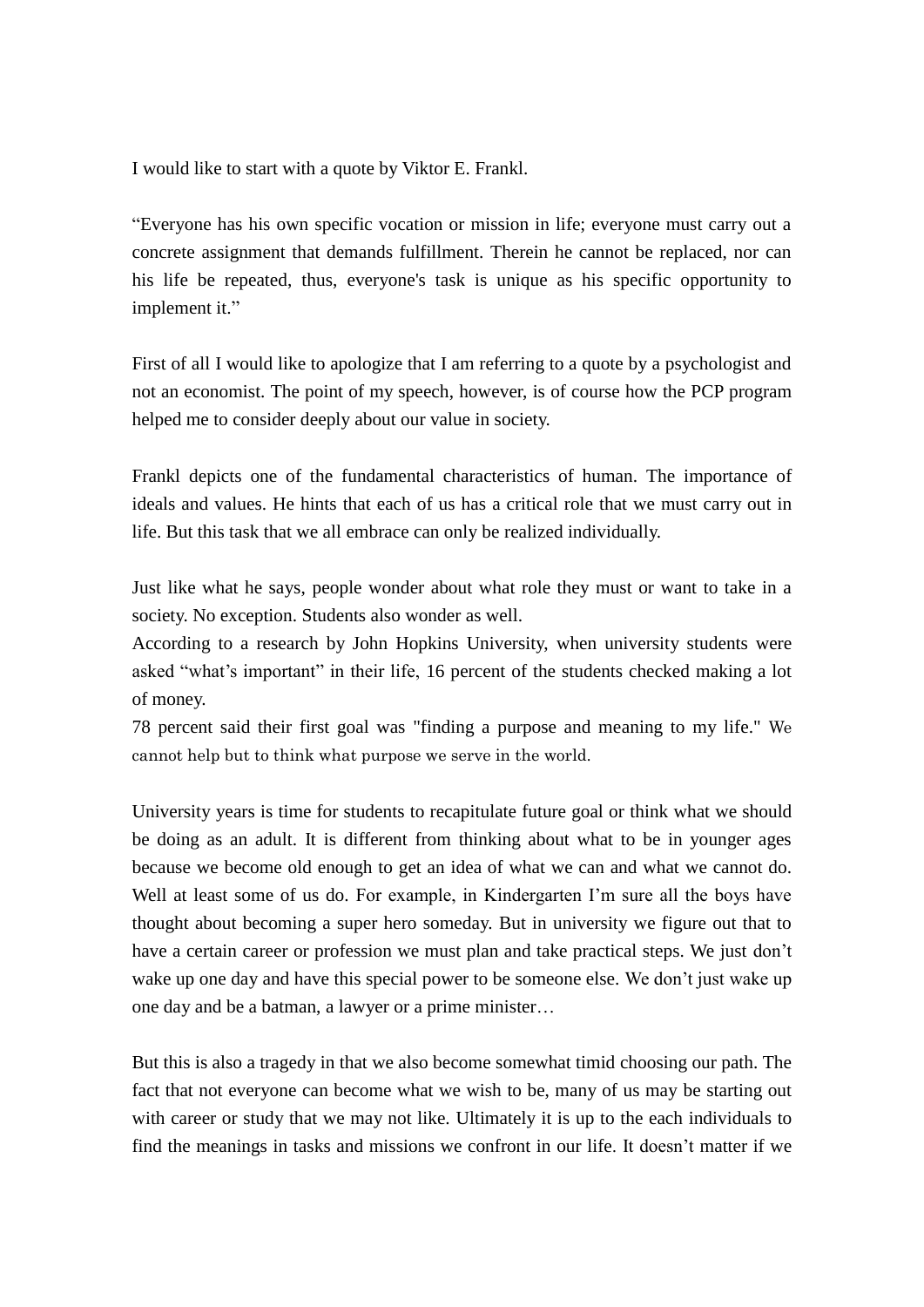I would like to start with a quote by Viktor E. Frankl.

“Everyone has his own specific vocation or mission in life; everyone must carry out a concrete assignment that demands fulfillment. Therein he cannot be replaced, nor can his life be repeated, thus, everyone's task is unique as his specific opportunity to implement it.”

First of all I would like to apologize that I am referring to a quote by a psychologist and not an economist. The point of my speech, however, is of course how the PCP program helped me to consider deeply about our value in society.

Frankl depicts one of the fundamental characteristics of human. The importance of ideals and values. He hints that each of us has a critical role that we must carry out in life. But this task that we all embrace can only be realized individually.

Just like what he says, people wonder about what role they must or want to take in a society. No exception. Students also wonder as well.
According to a research by John Hopkins University, when university students were asked “what’s important” in their life, 16 percent of the students checked making a lot of money.
78 percent said their first goal was "finding a purpose and meaning to my life." We cannot help but to think what purpose we serve in the world.

University years is time for students to recapitulate future goal or think what we should be doing as an adult. It is different from thinking about what to be in younger ages because we become old enough to get an idea of what we can and what we cannot do. Well at least some of us do. For example, in Kindergarten I’m sure all the boys have thought about becoming a super hero someday. But in university we figure out that to have a certain career or profession we must plan and take practical steps. We just don’t wake up one day and have this special power to be someone else. We don’t just wake up one day and be a batman, a lawyer or a prime minister…

But this is also a tragedy in that we also become somewhat timid choosing our path. The fact that not everyone can become what we wish to be, many of us may be starting out with career or study that we may not like. Ultimately it is up to the each individuals to find the meanings in tasks and missions we confront in our life. It doesn’t matter if we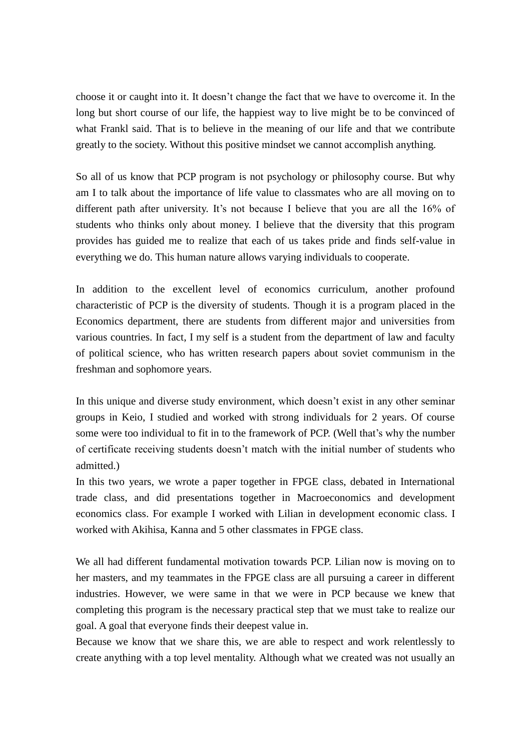choose it or caught into it. It doesn't change the fact that we have to overcome it. In the long but short course of our life, the happiest way to live might be to be convinced of what Frankl said. That is to believe in the meaning of our life and that we contribute greatly to the society. Without this positive mindset we cannot accomplish anything.

So all of us know that PCP program is not psychology or philosophy course. But why am I to talk about the importance of life value to classmates who are all moving on to different path after university. It's not because I believe that you are all the 16% of students who thinks only about money. I believe that the diversity that this program provides has guided me to realize that each of us takes pride and finds self-value in everything we do. This human nature allows varying individuals to cooperate.

In addition to the excellent level of economics curriculum, another profound characteristic of PCP is the diversity of students. Though it is a program placed in the Economics department, there are students from different major and universities from various countries. In fact, I my self is a student from the department of law and faculty of political science, who has written research papers about soviet communism in the freshman and sophomore years.

In this unique and diverse study environment, which doesn't exist in any other seminar groups in Keio, I studied and worked with strong individuals for 2 years. Of course some were too individual to fit in to the framework of PCP. (Well that's why the number of certificate receiving students doesn't match with the initial number of students who admitted.)
In this two years, we wrote a paper together in FPGE class, debated in International trade class, and did presentations together in Macroeconomics and development economics class. For example I worked with Lilian in development economic class. I worked with Akihisa, Kanna and 5 other classmates in FPGE class.

We all had different fundamental motivation towards PCP. Lilian now is moving on to her masters, and my teammates in the FPGE class are all pursuing a career in different industries. However, we were same in that we were in PCP because we knew that completing this program is the necessary practical step that we must take to realize our goal. A goal that everyone finds their deepest value in.
Because we know that we share this, we are able to respect and work relentlessly to create anything with a top level mentality. Although what we created was not usually an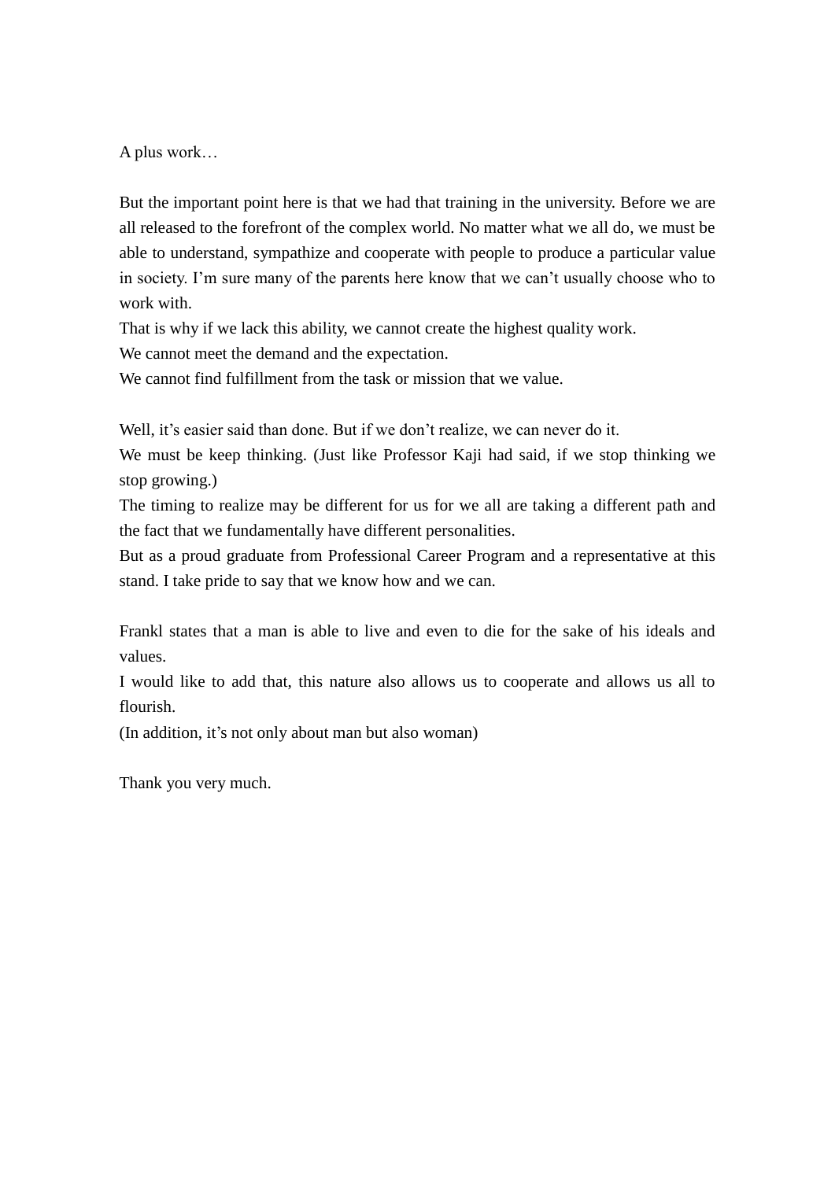A plus work…

But the important point here is that we had that training in the university. Before we are all released to the forefront of the complex world. No matter what we all do, we must be able to understand, sympathize and cooperate with people to produce a particular value in society. I'm sure many of the parents here know that we can't usually choose who to work with.
That is why if we lack this ability, we cannot create the highest quality work.
We cannot meet the demand and the expectation.
We cannot find fulfillment from the task or mission that we value.

Well, it's easier said than done. But if we don't realize, we can never do it.
We must be keep thinking. (Just like Professor Kaji had said, if we stop thinking we stop growing.)
The timing to realize may be different for us for we all are taking a different path and the fact that we fundamentally have different personalities.
But as a proud graduate from Professional Career Program and a representative at this stand. I take pride to say that we know how and we can.

Frankl states that a man is able to live and even to die for the sake of his ideals and values.
I would like to add that, this nature also allows us to cooperate and allows us all to flourish.
(In addition, it's not only about man but also woman)

Thank you very much.